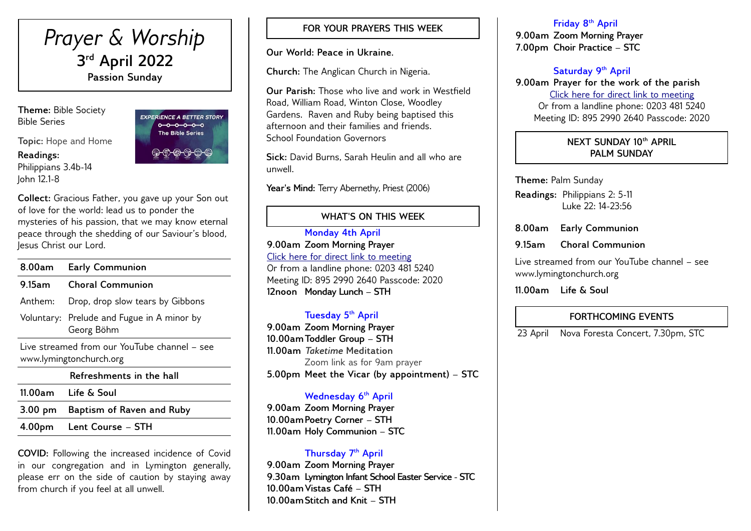# *Prayer & Worship*

**3rd April 2022**

**Passion Sunday**

**Theme:** Bible Society Bible Series

**Topic:** Hope and Home

**Readings:**
Philippians 3.4b-14
John 12.1-8

**Collect:** Gracious Father, you gave up your Son out of love for the world: lead us to ponder the mysteries of his passion, that we may know eternal peace through the shedding of our Saviour's blood, Jesus Christ our Lord.

| | |
|---|---|
| **8.00am** | **Early Communion** |
| **9.15am** | **Choral Communion** |
| Anthem: | Drop, drop slow tears by Gibbons |
| Voluntary: | Prelude and Fugue in A minor by Georg Böhm |
| Live streamed from our YouTube channel – see www.lymingtonchurch.org | |
| **Refreshments in the hall** | |
| **11.00am** | **Life & Soul** |
| **3.00 pm** | **Baptism of Raven and Ruby** |
| **4.00pm** | **Lent Course – STH** |

**COVID:** Following the increased incidence of Covid in our congregation and in Lymington generally, please err on the side of caution by staying away from church if you feel at all unwell.

## FOR YOUR PRAYERS THIS WEEK

**Our World: Peace in Ukraine.**

**Church:** The Anglican Church in Nigeria.

**Our Parish:** Those who live and work in Westfield Road, William Road, Winton Close, Woodley Gardens. Raven and Ruby being baptised this afternoon and their families and friends.
School Foundation Governors

**Sick:** David Burns, Sarah Heulin and all who are unwell.

**Year's Mind:** Terry Abernethy, Priest (2006)

## WHAT'S ON THIS WEEK

**Monday 4th April**

**9.00am Zoom Morning Prayer**
Click here for direct link to meeting
Or from a landline phone: 0203 481 5240
Meeting ID: 895 2990 2640 Passcode: 2020
**12noon Monday Lunch – STH**

**Tuesday 5th April**

**9.00am Zoom Morning Prayer**
**10.00am Toddler Group – STH**
**11.00am *Taketime* Meditation**
Zoom link as for 9am prayer
**5.00pm Meet the Vicar (by appointment) – STC**

**Wednesday 6th April**

**9.00am Zoom Morning Prayer**
**10.00am Poetry Corner – STH**
**11.00am Holy Communion – STC**

**Thursday 7th April**

**9.00am Zoom Morning Prayer**
**9.30am Lymington Infant School Easter Service - STC**
**10.00am Vistas Café – STH**
**10.00am Stitch and Knit – STH**

**Friday 8th April**

**9.00am Zoom Morning Prayer**
**7.00pm Choir Practice – STC**

**Saturday 9th April**

**9.00am Prayer for the work of the parish**
Click here for direct link to meeting
Or from a landline phone: 0203 481 5240
Meeting ID: 895 2990 2640 Passcode: 2020

## NEXT SUNDAY 10th APRIL PALM SUNDAY

**Theme:** Palm Sunday

**Readings:** Philippians 2: 5-11
Luke 22: 14-23:56

**8.00am Early Communion**

**9.15am Choral Communion**

Live streamed from our YouTube channel – see www.lymingtonchurch.org

**11.00am Life & Soul**

## FORTHCOMING EVENTS

23 April Nova Foresta Concert, 7.30pm, STC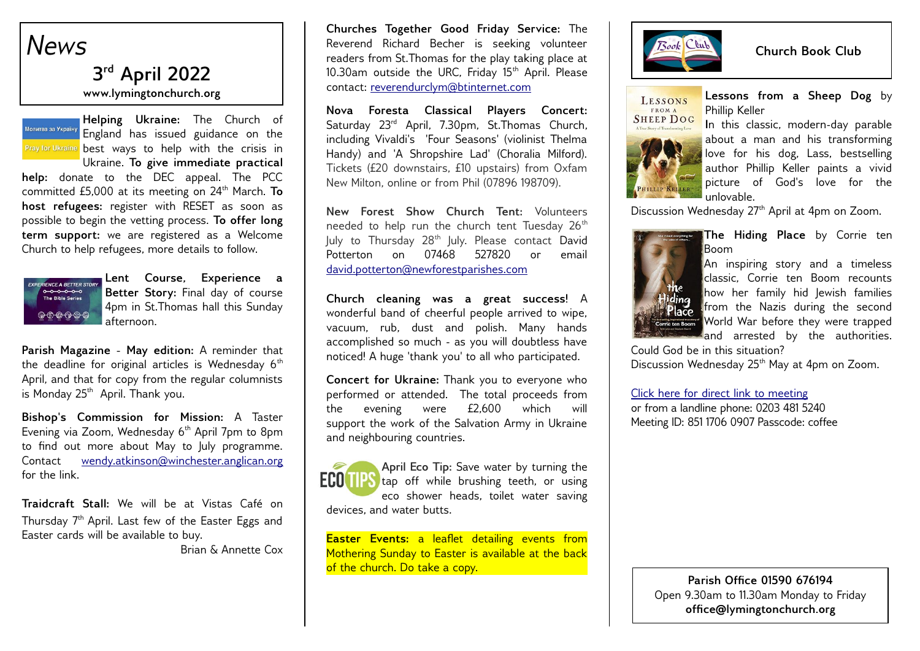# News

## 3rd April 2022

**www.lymingtonchurch.org**

**Helping Ukraine:** The Church of England has issued guidance on the best ways to help with the crisis in Ukraine. **To give immediate practical help:** donate to the DEC appeal. The PCC committed £5,000 at its meeting on 24th March. **To host refugees:** register with RESET as soon as possible to begin the vetting process. **To offer long term support:** we are registered as a Welcome Church to help refugees, more details to follow.

**Lent Course, Experience a Better Story:** Final day of course 4pm in St.Thomas hall this Sunday afternoon.

**Parish Magazine - May edition:** A reminder that the deadline for original articles is Wednesday 6th April, and that for copy from the regular columnists is Monday 25th April. Thank you.

**Bishop's Commission for Mission:** A Taster Evening via Zoom, Wednesday 6th April 7pm to 8pm to find out more about May to July programme. Contact wendy.atkinson@winchester.anglican.org for the link.

**Traidcraft Stall:** We will be at Vistas Café on Thursday 7th April. Last few of the Easter Eggs and Easter cards will be available to buy.

Brian & Annette Cox

**Churches Together Good Friday Service:** The Reverend Richard Becher is seeking volunteer readers from St.Thomas for the play taking place at 10.30am outside the URC, Friday 15th April. Please contact: reverendurclym@btinternet.com

**Nova Foresta Classical Players Concert:** Saturday 23rd April, 7.30pm, St.Thomas Church, including Vivaldi's 'Four Seasons' (violinist Thelma Handy) and 'A Shropshire Lad' (Choralia Milford). Tickets (£20 downstairs, £10 upstairs) from Oxfam New Milton, online or from Phil (07896 198709).

**New Forest Show Church Tent:** Volunteers needed to help run the church tent Tuesday 26th July to Thursday 28th July. Please contact David Potterton on 07468 527820 or email david.potterton@newforestparishes.com

**Church cleaning was a great success!** A wonderful band of cheerful people arrived to wipe, vacuum, rub, dust and polish. Many hands accomplished so much - as you will doubtless have noticed! A huge 'thank you' to all who participated.

**Concert for Ukraine:** Thank you to everyone who performed or attended. The total proceeds from the evening were £2,600 which will support the work of the Salvation Army in Ukraine and neighbouring countries.

**April Eco Tip:** Save water by turning the tap off while brushing teeth, or using eco shower heads, toilet water saving devices, and water butts.

**Easter Events:** a leaflet detailing events from Mothering Sunday to Easter is available at the back of the church. Do take a copy.

## Church Book Club

**Lessons from a Sheep Dog** by Phillip Keller
In this classic, modern-day parable about a man and his transforming love for his dog, Lass, bestselling author Phillip Keller paints a vivid picture of God's love for the unlovable.
Discussion Wednesday 27th April at 4pm on Zoom.

**The Hiding Place** by Corrie ten Boom
An inspiring story and a timeless classic, Corrie ten Boom recounts how her family hid Jewish families from the Nazis during the second World War before they were trapped and arrested by the authorities. Could God be in this situation?
Discussion Wednesday 25th May at 4pm on Zoom.

Click here for direct link to meeting
or from a landline phone: 0203 481 5240
Meeting ID: 851 1706 0907 Passcode: coffee

**Parish Office 01590 676194**
Open 9.30am to 11.30am Monday to Friday
**office@lymingtonchurch.org**